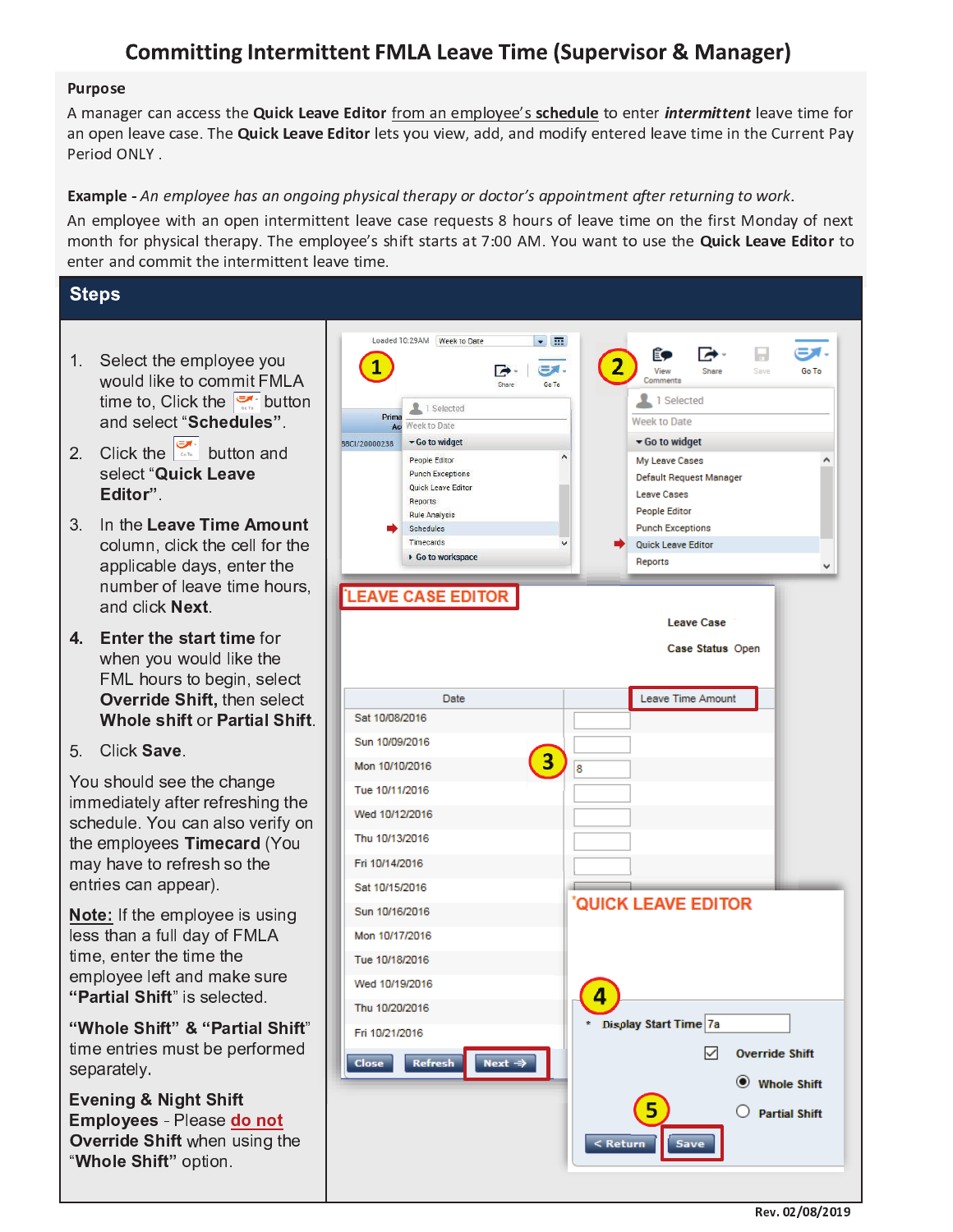# Committing Intermittent FMLA Leave Time (Supervisor & Manager)

**Purpose**

A manager can access the **Quick Leave Editor** from an employee's **schedule** to enter ***intermittent*** leave time for an open leave case. The **Quick Leave Editor** lets you view, add, and modify entered leave time in the Current Pay Period ONLY .

**Example -** *An employee has an ongoing physical therapy or doctor's appointment after returning to work.*

An employee with an open intermittent leave case requests 8 hours of leave time on the first Monday of next month for physical therapy. The employee's shift starts at 7:00 AM. You want to use the **Quick Leave Editor** to enter and commit the intermittent leave time.

## Steps

1. Select the employee you would like to commit FMLA time to, Click the button and select "**Schedules**".
2. Click the button and select "**Quick Leave Editor**".
3. In the **Leave Time Amount** column, click the cell for the applicable days, enter the number of leave time hours, and click **Next**.
4. **Enter the start time** for when you would like the FML hours to begin, select **Override Shift,** then select **Whole shift** or **Partial Shift**.
5. Click **Save**.

You should see the change immediately after refreshing the schedule. You can also verify on the employees **Timecard** (You may have to refresh so the entries can appear).

**Note:** If the employee is using less than a full day of FMLA time, enter the time the employee left and make sure **"Partial Shift"** is selected.

**"Whole Shift" & "Partial Shift"** time entries must be performed separately.

**Evening & Night Shift Employees** - Please do not **Override Shift** when using the "**Whole Shift"** option.

Rev. 02/08/2019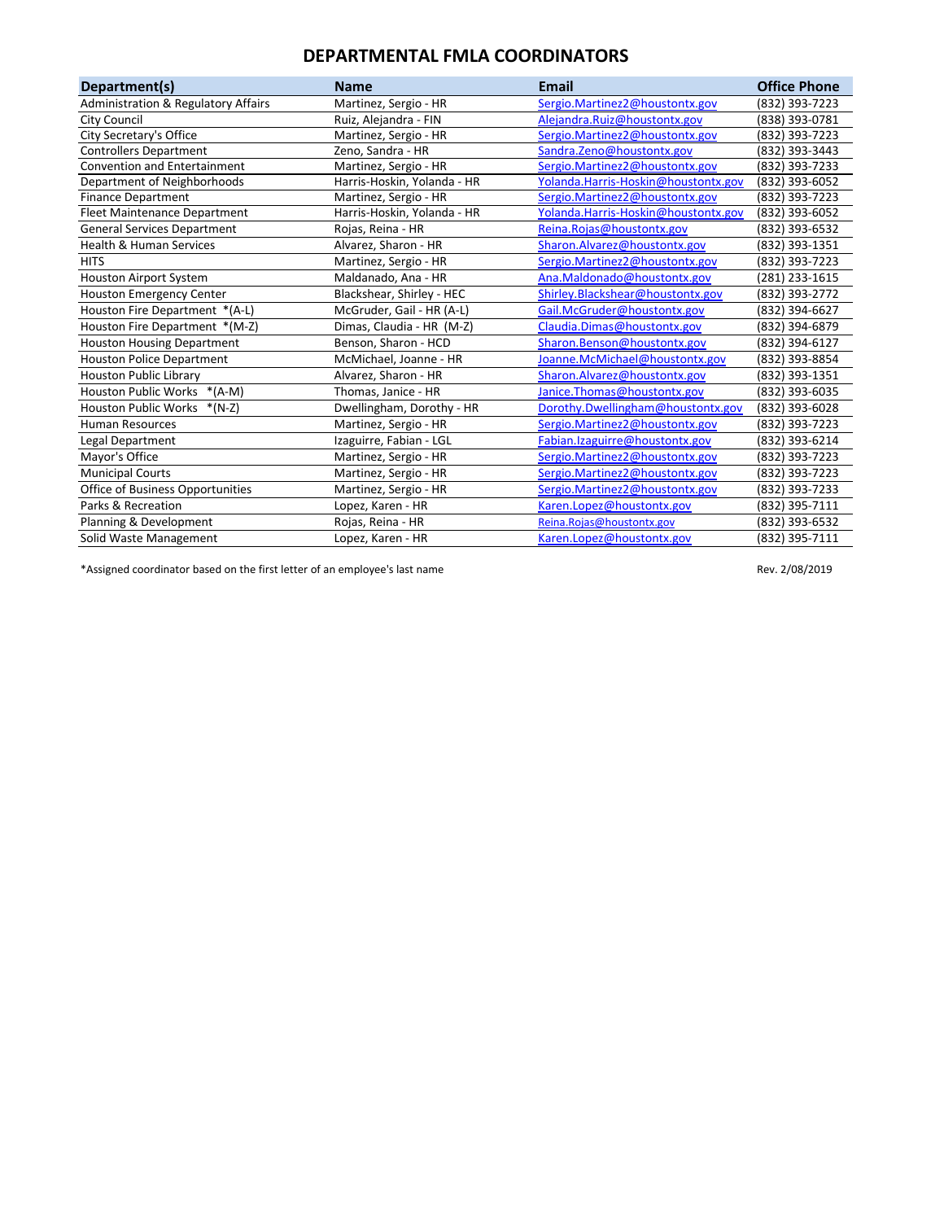# DEPARTMENTAL FMLA COORDINATORS

| Department(s) | Name | Email | Office Phone |
|---|---|---|---|
| Administration & Regulatory Affairs | Martinez, Sergio - HR | Sergio.Martinez2@houstontx.gov | (832) 393-7223 |
| City Council | Ruiz, Alejandra - FIN | Alejandra.Ruiz@houstontx.gov | (838) 393-0781 |
| City Secretary's Office | Martinez, Sergio - HR | Sergio.Martinez2@houstontx.gov | (832) 393-7223 |
| Controllers Department | Zeno, Sandra - HR | Sandra.Zeno@houstontx.gov | (832) 393-3443 |
| Convention and Entertainment | Martinez, Sergio - HR | Sergio.Martinez2@houstontx.gov | (832) 393-7233 |
| Department of Neighborhoods | Harris-Hoskin, Yolanda - HR | Yolanda.Harris-Hoskin@houstontx.gov | (832) 393-6052 |
| Finance Department | Martinez, Sergio - HR | Sergio.Martinez2@houstontx.gov | (832) 393-7223 |
| Fleet Maintenance Department | Harris-Hoskin, Yolanda - HR | Yolanda.Harris-Hoskin@houstontx.gov | (832) 393-6052 |
| General Services Department | Rojas, Reina - HR | Reina.Rojas@houstontx.gov | (832) 393-6532 |
| Health & Human Services | Alvarez, Sharon - HR | Sharon.Alvarez@houstontx.gov | (832) 393-1351 |
| HITS | Martinez, Sergio - HR | Sergio.Martinez2@houstontx.gov | (832) 393-7223 |
| Houston Airport System | Maldanado, Ana - HR | Ana.Maldonado@houstontx.gov | (281) 233-1615 |
| Houston Emergency Center | Blackshear, Shirley - HEC | Shirley.Blackshear@houstontx.gov | (832) 393-2772 |
| Houston Fire Department *(A-L) | McGruder, Gail - HR (A-L) | Gail.McGruder@houstontx.gov | (832) 394-6627 |
| Houston Fire Department *(M-Z) | Dimas, Claudia - HR (M-Z) | Claudia.Dimas@houstontx.gov | (832) 394-6879 |
| Houston Housing Department | Benson, Sharon - HCD | Sharon.Benson@houstontx.gov | (832) 394-6127 |
| Houston Police Department | McMichael, Joanne - HR | Joanne.McMichael@houstontx.gov | (832) 393-8854 |
| Houston Public Library | Alvarez, Sharon - HR | Sharon.Alvarez@houstontx.gov | (832) 393-1351 |
| Houston Public Works *(A-M) | Thomas, Janice - HR | Janice.Thomas@houstontx.gov | (832) 393-6035 |
| Houston Public Works *(N-Z) | Dwellingham, Dorothy - HR | Dorothy.Dwellingham@houstontx.gov | (832) 393-6028 |
| Human Resources | Martinez, Sergio - HR | Sergio.Martinez2@houstontx.gov | (832) 393-7223 |
| Legal Department | Izaguirre, Fabian - LGL | Fabian.Izaguirre@houstontx.gov | (832) 393-6214 |
| Mayor's Office | Martinez, Sergio - HR | Sergio.Martinez2@houstontx.gov | (832) 393-7223 |
| Municipal Courts | Martinez, Sergio - HR | Sergio.Martinez2@houstontx.gov | (832) 393-7223 |
| Office of Business Opportunities | Martinez, Sergio - HR | Sergio.Martinez2@houstontx.gov | (832) 393-7233 |
| Parks & Recreation | Lopez, Karen - HR | Karen.Lopez@houstontx.gov | (832) 395-7111 |
| Planning & Development | Rojas, Reina - HR | Reina.Rojas@houstontx.gov | (832) 393-6532 |
| Solid Waste Management | Lopez, Karen - HR | Karen.Lopez@houstontx.gov | (832) 395-7111 |

*Assigned coordinator based on the first letter of an employee's last name

Rev. 2/08/2019